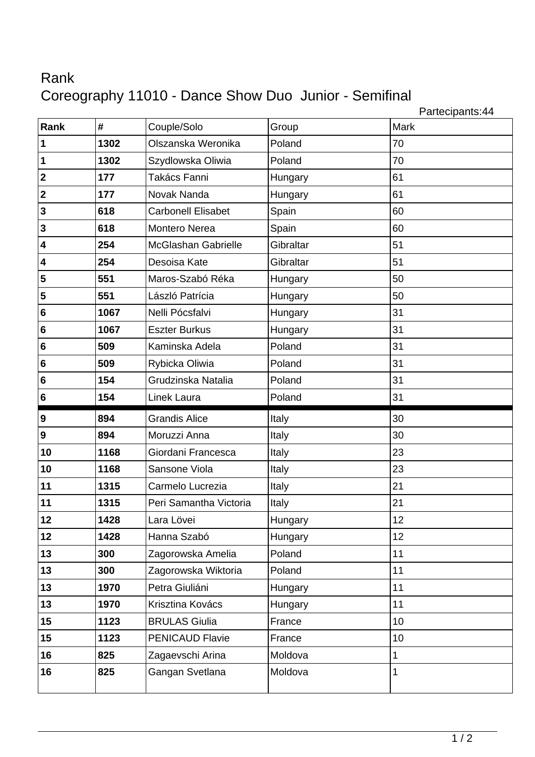# Rank

## Coreography 11010 - Dance Show Duo Junior - Semifinal

Partecipants:44

| Rank | # | Couple/Solo | Group | Mark |
|---|---|---|---|---|
| **1** | **1302** | Olszanska Weronika | Poland | 70 |
| **1** | **1302** | Szydlowska Oliwia | Poland | 70 |
| **2** | **177** | Takács Fanni | Hungary | 61 |
| **2** | **177** | Novak Nanda | Hungary | 61 |
| **3** | **618** | Carbonell Elisabet | Spain | 60 |
| **3** | **618** | Montero Nerea | Spain | 60 |
| **4** | **254** | McGlashan Gabrielle | Gibraltar | 51 |
| **4** | **254** | Desoisa Kate | Gibraltar | 51 |
| **5** | **551** | Maros-Szabó Réka | Hungary | 50 |
| **5** | **551** | László Patrícia | Hungary | 50 |
| **6** | **1067** | Nelli Pócsfalvi | Hungary | 31 |
| **6** | **1067** | Eszter Burkus | Hungary | 31 |
| **6** | **509** | Kaminska Adela | Poland | 31 |
| **6** | **509** | Rybicka Oliwia | Poland | 31 |
| **6** | **154** | Grudzinska Natalia | Poland | 31 |
| **6** | **154** | Linek Laura | Poland | 31 |
| **9** | **894** | Grandis Alice | Italy | 30 |
| **9** | **894** | Moruzzi Anna | Italy | 30 |
| **10** | **1168** | Giordani Francesca | Italy | 23 |
| **10** | **1168** | Sansone Viola | Italy | 23 |
| **11** | **1315** | Carmelo Lucrezia | Italy | 21 |
| **11** | **1315** | Peri Samantha Victoria | Italy | 21 |
| **12** | **1428** | Lara Lövei | Hungary | 12 |
| **12** | **1428** | Hanna Szabó | Hungary | 12 |
| **13** | **300** | Zagorowska Amelia | Poland | 11 |
| **13** | **300** | Zagorowska Wiktoria | Poland | 11 |
| **13** | **1970** | Petra Giuliáni | Hungary | 11 |
| **13** | **1970** | Krisztina Kovács | Hungary | 11 |
| **15** | **1123** | BRULAS Giulia | France | 10 |
| **15** | **1123** | PENICAUD Flavie | France | 10 |
| **16** | **825** | Zagaevschi Arina | Moldova | 1 |
| **16** | **825** | Gangan Svetlana | Moldova | 1 |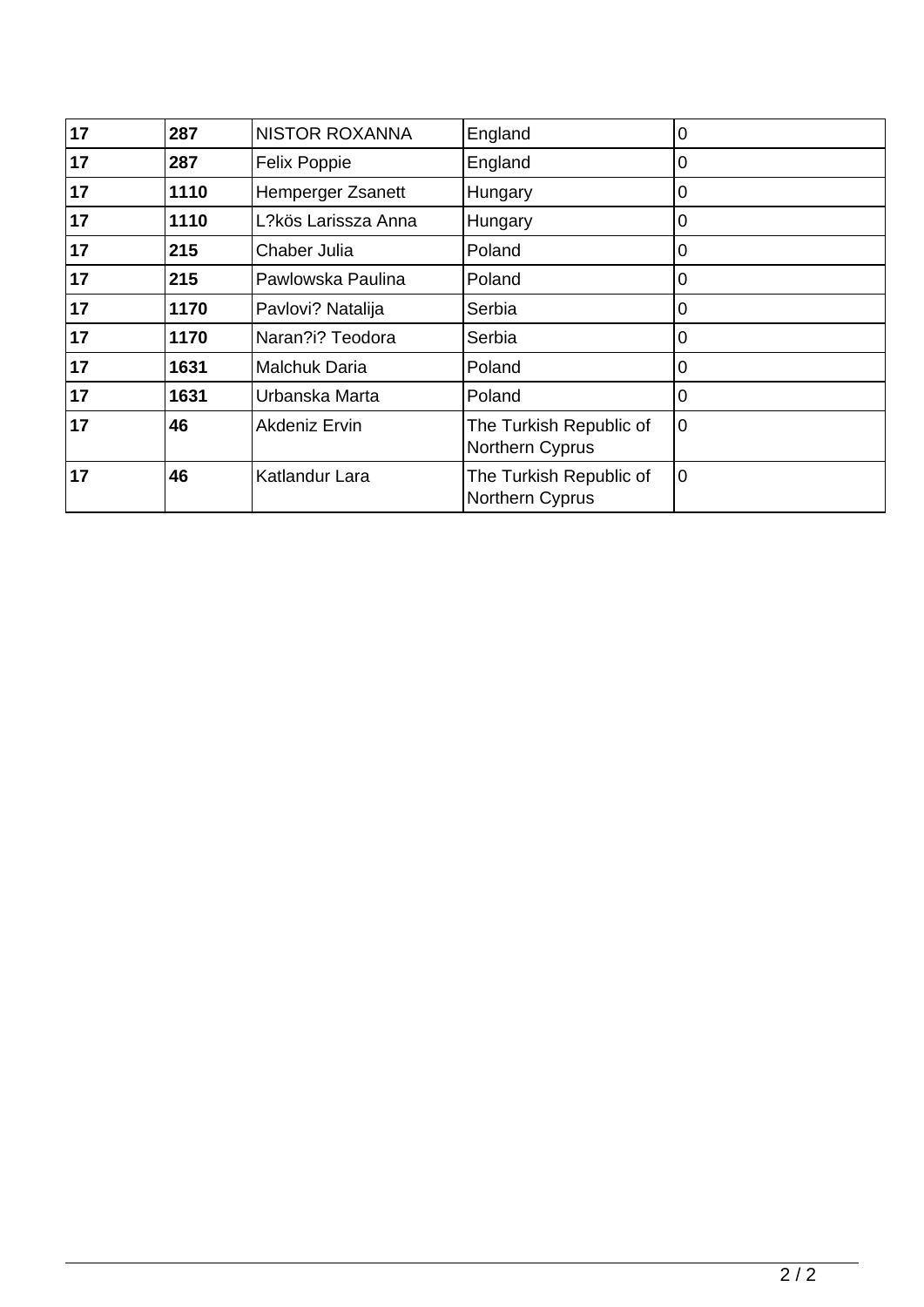| | | | | |
|---|---|---|---|---|
| **17** | **287** | NISTOR ROXANNA | England | 0 |
| **17** | **287** | Felix Poppie | England | 0 |
| **17** | **1110** | Hemperger Zsanett | Hungary | 0 |
| **17** | **1110** | L?kös Larissza Anna | Hungary | 0 |
| **17** | **215** | Chaber Julia | Poland | 0 |
| **17** | **215** | Pawlowska Paulina | Poland | 0 |
| **17** | **1170** | Pavlovi? Natalija | Serbia | 0 |
| **17** | **1170** | Naran?i? Teodora | Serbia | 0 |
| **17** | **1631** | Malchuk Daria | Poland | 0 |
| **17** | **1631** | Urbanska Marta | Poland | 0 |
| **17** | **46** | Akdeniz Ervin | The Turkish Republic of Northern Cyprus | 0 |
| **17** | **46** | Katlandur Lara | The Turkish Republic of Northern Cyprus | 0 |